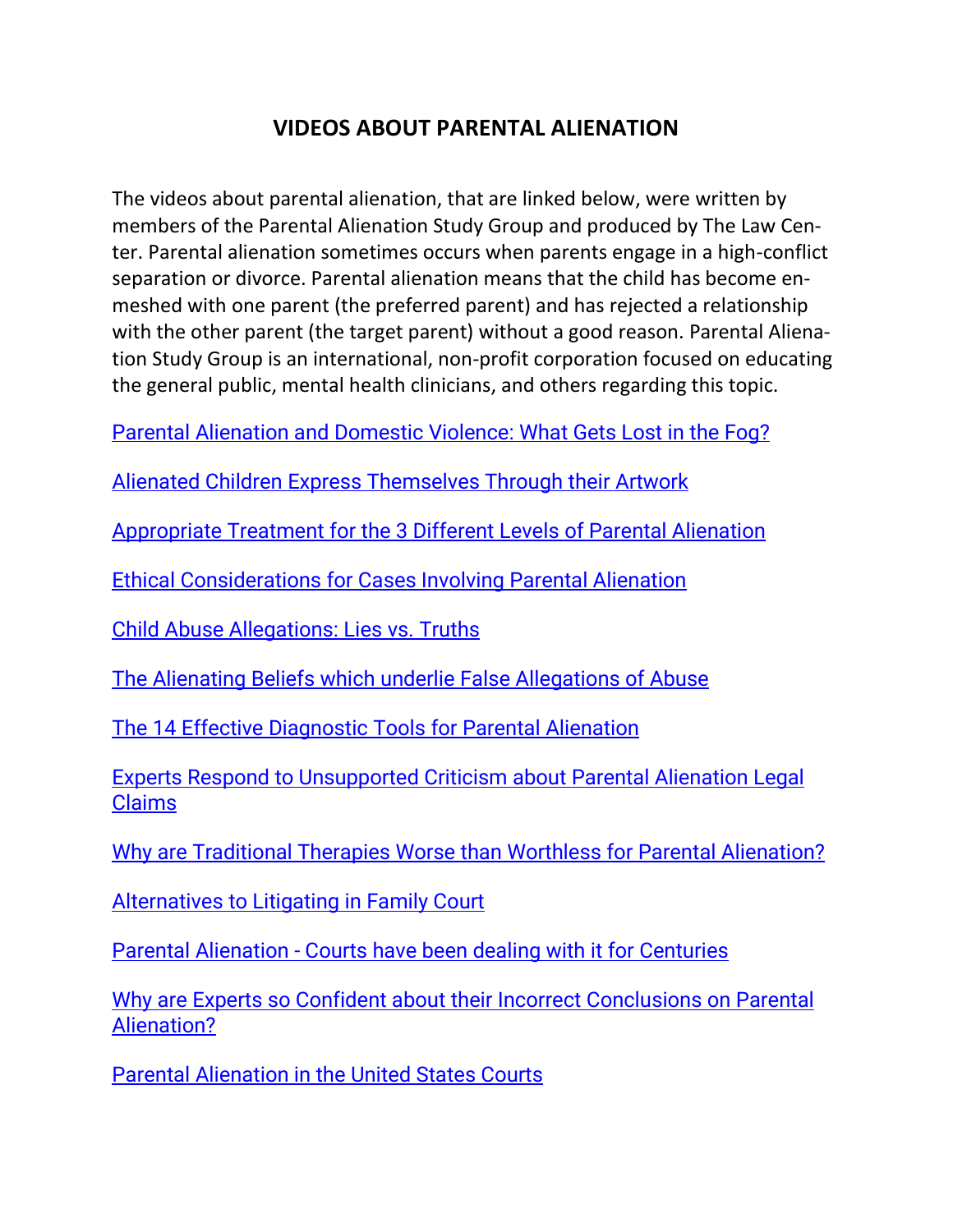# VIDEOS ABOUT PARENTAL ALIENATION

The videos about parental alienation, that are linked below, were written by members of the Parental Alienation Study Group and produced by The Law Center. Parental alienation sometimes occurs when parents engage in a high-conflict separation or divorce. Parental alienation means that the child has become enmeshed with one parent (the preferred parent) and has rejected a relationship with the other parent (the target parent) without a good reason. Parental Alienation Study Group is an international, non-profit corporation focused on educating the general public, mental health clinicians, and others regarding this topic.

Parental Alienation and Domestic Violence: What Gets Lost in the Fog?

Alienated Children Express Themselves Through their Artwork

Appropriate Treatment for the 3 Different Levels of Parental Alienation

Ethical Considerations for Cases Involving Parental Alienation

Child Abuse Allegations: Lies vs. Truths

The Alienating Beliefs which underlie False Allegations of Abuse

The 14 Effective Diagnostic Tools for Parental Alienation

Experts Respond to Unsupported Criticism about Parental Alienation Legal Claims

Why are Traditional Therapies Worse than Worthless for Parental Alienation?

Alternatives to Litigating in Family Court

Parental Alienation - Courts have been dealing with it for Centuries

Why are Experts so Confident about their Incorrect Conclusions on Parental Alienation?

Parental Alienation in the United States Courts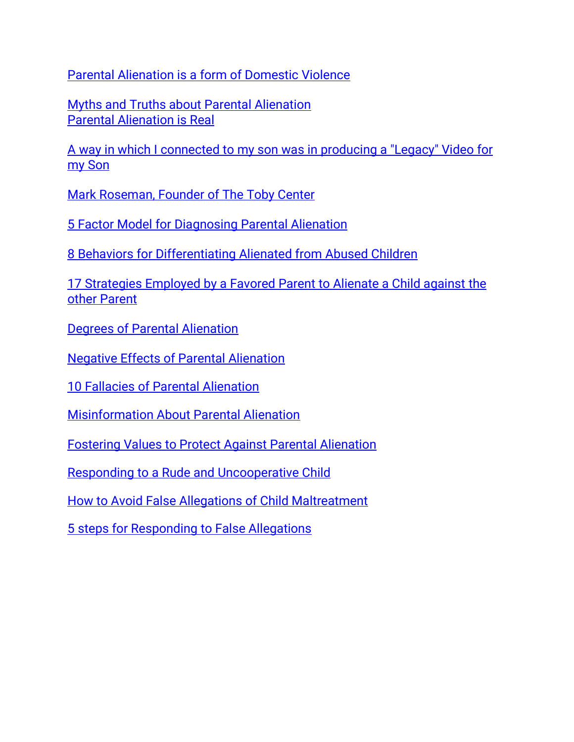Parental Alienation is a form of Domestic Violence

Myths and Truths about Parental Alienation
Parental Alienation is Real

A way in which I connected to my son was in producing a "Legacy" Video for my Son

Mark Roseman, Founder of The Toby Center

5 Factor Model for Diagnosing Parental Alienation

8 Behaviors for Differentiating Alienated from Abused Children

17 Strategies Employed by a Favored Parent to Alienate a Child against the other Parent

Degrees of Parental Alienation

Negative Effects of Parental Alienation

10 Fallacies of Parental Alienation

Misinformation About Parental Alienation

Fostering Values to Protect Against Parental Alienation

Responding to a Rude and Uncooperative Child

How to Avoid False Allegations of Child Maltreatment

5 steps for Responding to False Allegations